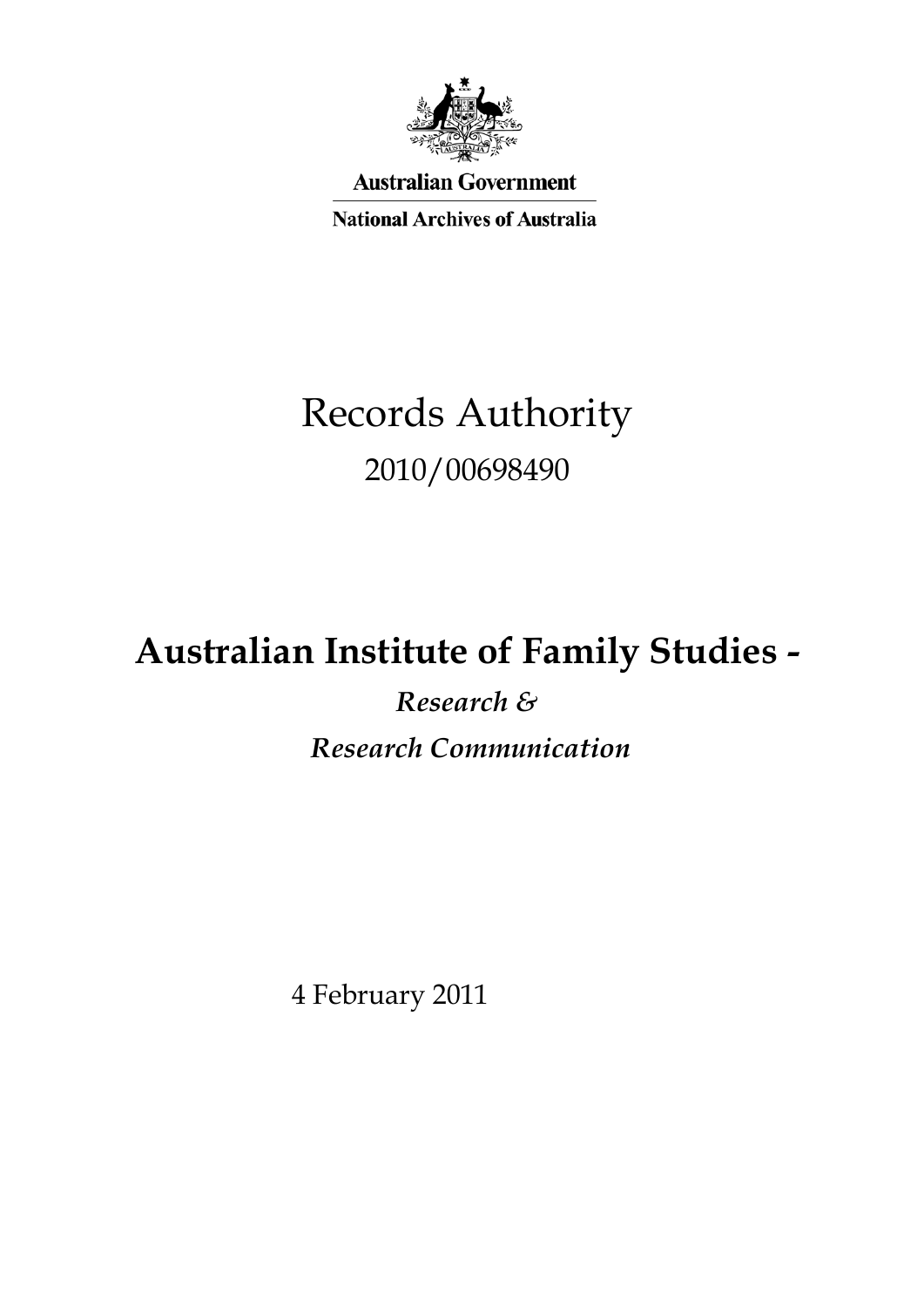Australian Government

National Archives of Australia

# Records Authority

2010/00698490

## Australian Institute of Family Studies -

***Research &***

***Research Communication***

4 February 2011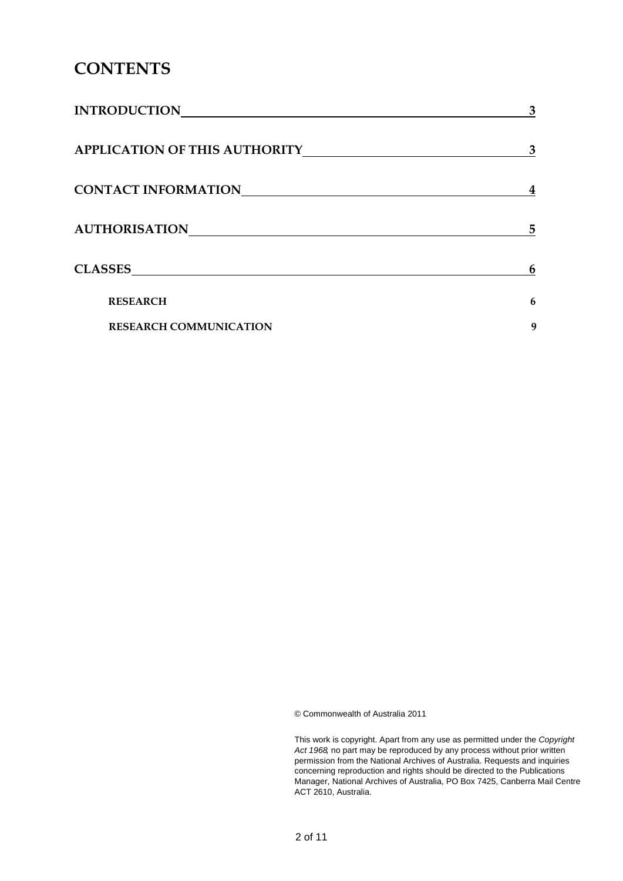# CONTENTS

| | |
|---|---|
| **INTRODUCTION** | **3** |
| **APPLICATION OF THIS AUTHORITY** | **3** |
| **CONTACT INFORMATION** | **4** |
| **AUTHORISATION** | **5** |
| **CLASSES** | **6** |
| **RESEARCH** | **6** |
| **RESEARCH COMMUNICATION** | **9** |

© Commonwealth of Australia 2011

This work is copyright. Apart from any use as permitted under the *Copyright Act 1968*, no part may be reproduced by any process without prior written permission from the National Archives of Australia. Requests and inquiries concerning reproduction and rights should be directed to the Publications Manager, National Archives of Australia, PO Box 7425, Canberra Mail Centre ACT 2610, Australia.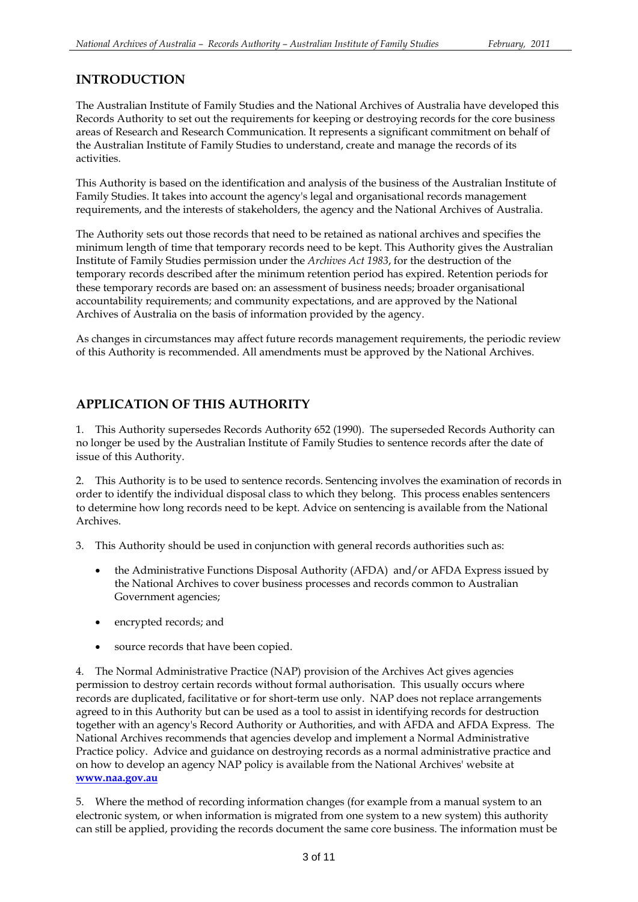## INTRODUCTION

The Australian Institute of Family Studies and the National Archives of Australia have developed this Records Authority to set out the requirements for keeping or destroying records for the core business areas of Research and Research Communication. It represents a significant commitment on behalf of the Australian Institute of Family Studies to understand, create and manage the records of its activities.

This Authority is based on the identification and analysis of the business of the Australian Institute of Family Studies. It takes into account the agency's legal and organisational records management requirements, and the interests of stakeholders, the agency and the National Archives of Australia.

The Authority sets out those records that need to be retained as national archives and specifies the minimum length of time that temporary records need to be kept. This Authority gives the Australian Institute of Family Studies permission under the *Archives Act 1983*, for the destruction of the temporary records described after the minimum retention period has expired. Retention periods for these temporary records are based on: an assessment of business needs; broader organisational accountability requirements; and community expectations, and are approved by the National Archives of Australia on the basis of information provided by the agency.

As changes in circumstances may affect future records management requirements, the periodic review of this Authority is recommended. All amendments must be approved by the National Archives.

## APPLICATION OF THIS AUTHORITY

1. This Authority supersedes Records Authority 652 (1990). The superseded Records Authority can no longer be used by the Australian Institute of Family Studies to sentence records after the date of issue of this Authority.

2. This Authority is to be used to sentence records. Sentencing involves the examination of records in order to identify the individual disposal class to which they belong. This process enables sentencers to determine how long records need to be kept. Advice on sentencing is available from the National Archives.

3. This Authority should be used in conjunction with general records authorities such as:

   - the Administrative Functions Disposal Authority (AFDA) and/or AFDA Express issued by the National Archives to cover business processes and records common to Australian Government agencies;
   - encrypted records; and
   - source records that have been copied.

4. The Normal Administrative Practice (NAP) provision of the Archives Act gives agencies permission to destroy certain records without formal authorisation. This usually occurs where records are duplicated, facilitative or for short-term use only. NAP does not replace arrangements agreed to in this Authority but can be used as a tool to assist in identifying records for destruction together with an agency's Record Authority or Authorities, and with AFDA and AFDA Express. The National Archives recommends that agencies develop and implement a Normal Administrative Practice policy. Advice and guidance on destroying records as a normal administrative practice and on how to develop an agency NAP policy is available from the National Archives' website at **www.naa.gov.au**

5. Where the method of recording information changes (for example from a manual system to an electronic system, or when information is migrated from one system to a new system) this authority can still be applied, providing the records document the same core business. The information must be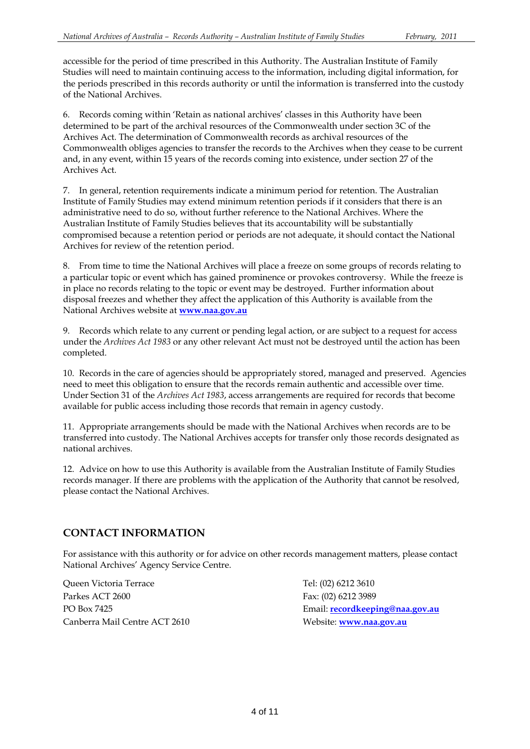accessible for the period of time prescribed in this Authority. The Australian Institute of Family Studies will need to maintain continuing access to the information, including digital information, for the periods prescribed in this records authority or until the information is transferred into the custody of the National Archives.

6. Records coming within 'Retain as national archives' classes in this Authority have been determined to be part of the archival resources of the Commonwealth under section 3C of the Archives Act. The determination of Commonwealth records as archival resources of the Commonwealth obliges agencies to transfer the records to the Archives when they cease to be current and, in any event, within 15 years of the records coming into existence, under section 27 of the Archives Act.

7. In general, retention requirements indicate a minimum period for retention. The Australian Institute of Family Studies may extend minimum retention periods if it considers that there is an administrative need to do so, without further reference to the National Archives. Where the Australian Institute of Family Studies believes that its accountability will be substantially compromised because a retention period or periods are not adequate, it should contact the National Archives for review of the retention period.

8. From time to time the National Archives will place a freeze on some groups of records relating to a particular topic or event which has gained prominence or provokes controversy. While the freeze is in place no records relating to the topic or event may be destroyed. Further information about disposal freezes and whether they affect the application of this Authority is available from the National Archives website at **www.naa.gov.au**

9. Records which relate to any current or pending legal action, or are subject to a request for access under the *Archives Act 1983* or any other relevant Act must not be destroyed until the action has been completed.

10. Records in the care of agencies should be appropriately stored, managed and preserved. Agencies need to meet this obligation to ensure that the records remain authentic and accessible over time. Under Section 31 of the *Archives Act 1983*, access arrangements are required for records that become available for public access including those records that remain in agency custody.

11. Appropriate arrangements should be made with the National Archives when records are to be transferred into custody. The National Archives accepts for transfer only those records designated as national archives.

12. Advice on how to use this Authority is available from the Australian Institute of Family Studies records manager. If there are problems with the application of the Authority that cannot be resolved, please contact the National Archives.

## CONTACT INFORMATION

For assistance with this authority or for advice on other records management matters, please contact National Archives' Agency Service Centre.

Queen Victoria Terrace
Parkes ACT 2600
PO Box 7425
Canberra Mail Centre ACT 2610

Tel: (02) 6212 3610
Fax: (02) 6212 3989
Email: **recordkeeping@naa.gov.au**
Website: **www.naa.gov.au**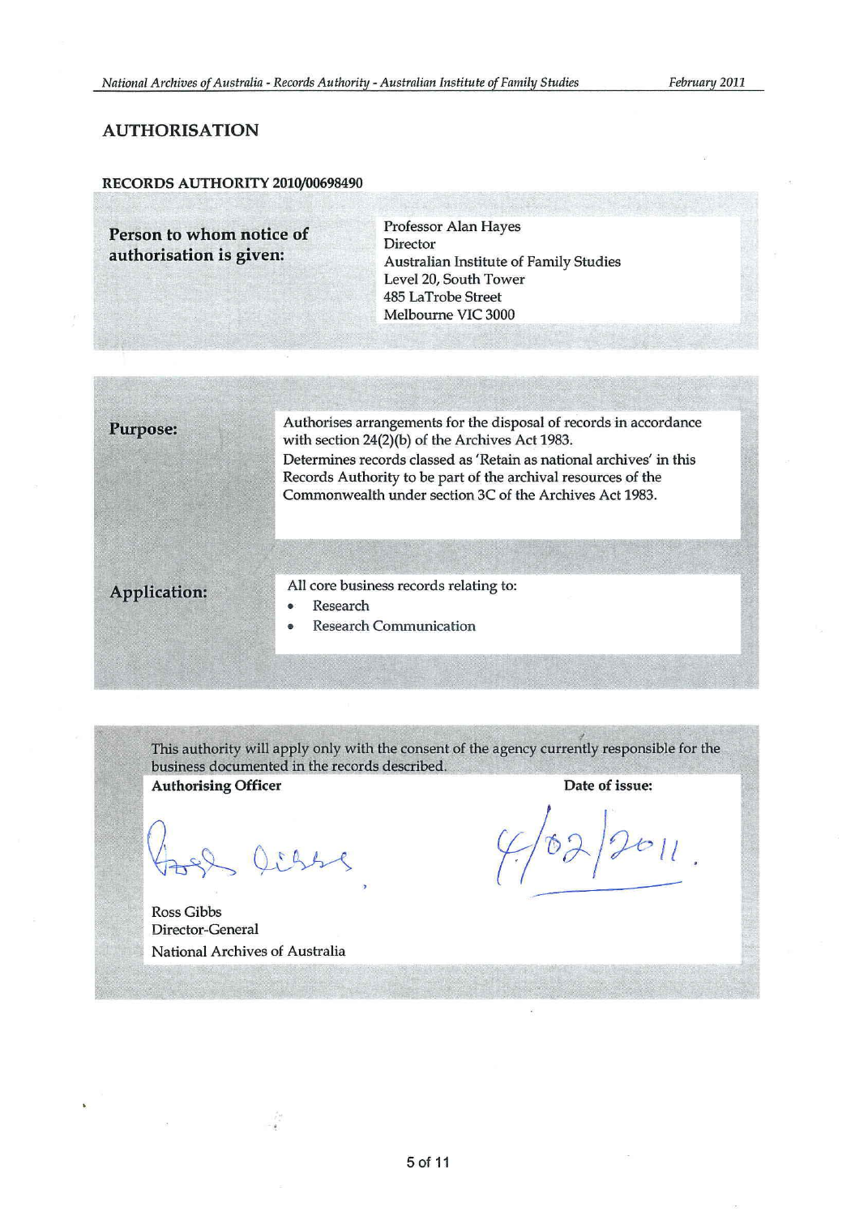## AUTHORISATION

### RECORDS AUTHORITY 2010/00698490

| | |
|---|---|
| **Person to whom notice of authorisation is given:** | Professor Alan Hayes<br>Director<br>Australian Institute of Family Studies<br>Level 20, South Tower<br>485 LaTrobe Street<br>Melbourne VIC 3000 |

| | |
|---|---|
| **Purpose:** | Authorises arrangements for the disposal of records in accordance with section 24(2)(b) of the Archives Act 1983.<br>Determines records classed as 'Retain as national archives' in this Records Authority to be part of the archival resources of the Commonwealth under section 3C of the Archives Act 1983. |
| **Application:** | All core business records relating to:<br>• Research<br>• Research Communication |

This authority will apply only with the consent of the agency currently responsible for the business documented in the records described.

| **Authorising Officer** | **Date of issue:** |
|---|---|
| Ross Gibbs<br>Director-General<br>National Archives of Australia | 4/02/2011. |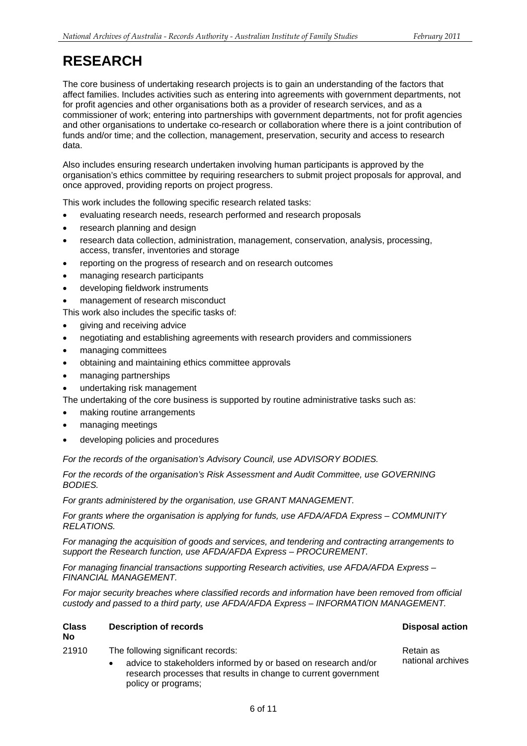# RESEARCH

The core business of undertaking research projects is to gain an understanding of the factors that affect families. Includes activities such as entering into agreements with government departments, not for profit agencies and other organisations both as a provider of research services, and as a commissioner of work; entering into partnerships with government departments, not for profit agencies and other organisations to undertake co-research or collaboration where there is a joint contribution of funds and/or time; and the collection, management, preservation, security and access to research data.

Also includes ensuring research undertaken involving human participants is approved by the organisation's ethics committee by requiring researchers to submit project proposals for approval, and once approved, providing reports on project progress.

This work includes the following specific research related tasks:

- evaluating research needs, research performed and research proposals
- research planning and design
- research data collection, administration, management, conservation, analysis, processing, access, transfer, inventories and storage
- reporting on the progress of research and on research outcomes
- managing research participants
- developing fieldwork instruments
- management of research misconduct

This work also includes the specific tasks of:

- giving and receiving advice
- negotiating and establishing agreements with research providers and commissioners
- managing committees
- obtaining and maintaining ethics committee approvals
- managing partnerships
- undertaking risk management

The undertaking of the core business is supported by routine administrative tasks such as:

- making routine arrangements
- managing meetings
- developing policies and procedures

*For the records of the organisation's Advisory Council, use ADVISORY BODIES.*

*For the records of the organisation's Risk Assessment and Audit Committee, use GOVERNING BODIES.*

*For grants administered by the organisation, use GRANT MANAGEMENT.*

*For grants where the organisation is applying for funds, use AFDA/AFDA Express – COMMUNITY RELATIONS.*

*For managing the acquisition of goods and services, and tendering and contracting arrangements to support the Research function, use AFDA/AFDA Express – PROCUREMENT.*

*For managing financial transactions supporting Research activities, use AFDA/AFDA Express – FINANCIAL MANAGEMENT.*

*For major security breaches where classified records and information have been removed from official custody and passed to a third party, use AFDA/AFDA Express – INFORMATION MANAGEMENT.*

| Class No | Description of records | Disposal action |
|---|---|---|
| 21910 | The following significant records:<br>• advice to stakeholders informed by or based on research and/or research processes that results in change to current government policy or programs; | Retain as national archives |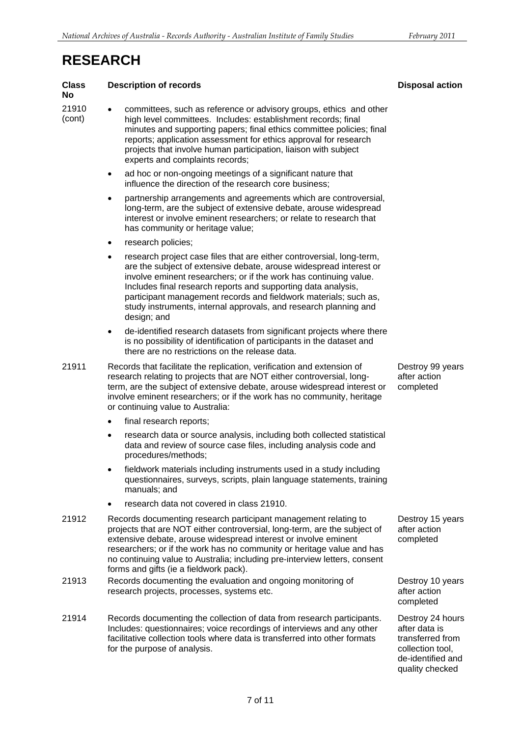# RESEARCH

| Class No | Description of records | Disposal action |
|---|---|---|
| 21910 (cont) | • committees, such as reference or advisory groups, ethics and other high level committees. Includes: establishment records; final minutes and supporting papers; final ethics committee policies; final reports; application assessment for ethics approval for research projects that involve human participation, liaison with subject experts and complaints records;<br>• ad hoc or non-ongoing meetings of a significant nature that influence the direction of the research core business;<br>• partnership arrangements and agreements which are controversial, long-term, are the subject of extensive debate, arouse widespread interest or involve eminent researchers; or relate to research that has community or heritage value;<br>• research policies;<br>• research project case files that are either controversial, long-term, are the subject of extensive debate, arouse widespread interest or involve eminent researchers; or if the work has continuing value. Includes final research reports and supporting data analysis, participant management records and fieldwork materials; such as, study instruments, internal approvals, and research planning and design; and<br>• de-identified research datasets from significant projects where there is no possibility of identification of participants in the dataset and there are no restrictions on the release data. | |
| 21911 | Records that facilitate the replication, verification and extension of research relating to projects that are NOT either controversial, long-term, are the subject of extensive debate, arouse widespread interest or involve eminent researchers; or if the work has no community, heritage or continuing value to Australia:<br>• final research reports;<br>• research data or source analysis, including both collected statistical data and review of source case files, including analysis code and procedures/methods;<br>• fieldwork materials including instruments used in a study including questionnaires, surveys, scripts, plain language statements, training manuals; and<br>• research data not covered in class 21910. | Destroy 99 years after action completed |
| 21912 | Records documenting research participant management relating to projects that are NOT either controversial, long-term, are the subject of extensive debate, arouse widespread interest or involve eminent researchers; or if the work has no community or heritage value and has no continuing value to Australia; including pre-interview letters, consent forms and gifts (ie a fieldwork pack). | Destroy 15 years after action completed |
| 21913 | Records documenting the evaluation and ongoing monitoring of research projects, processes, systems etc. | Destroy 10 years after action completed |
| 21914 | Records documenting the collection of data from research participants. Includes: questionnaires; voice recordings of interviews and any other facilitative collection tools where data is transferred into other formats for the purpose of analysis. | Destroy 24 hours after data is transferred from collection tool, de-identified and quality checked |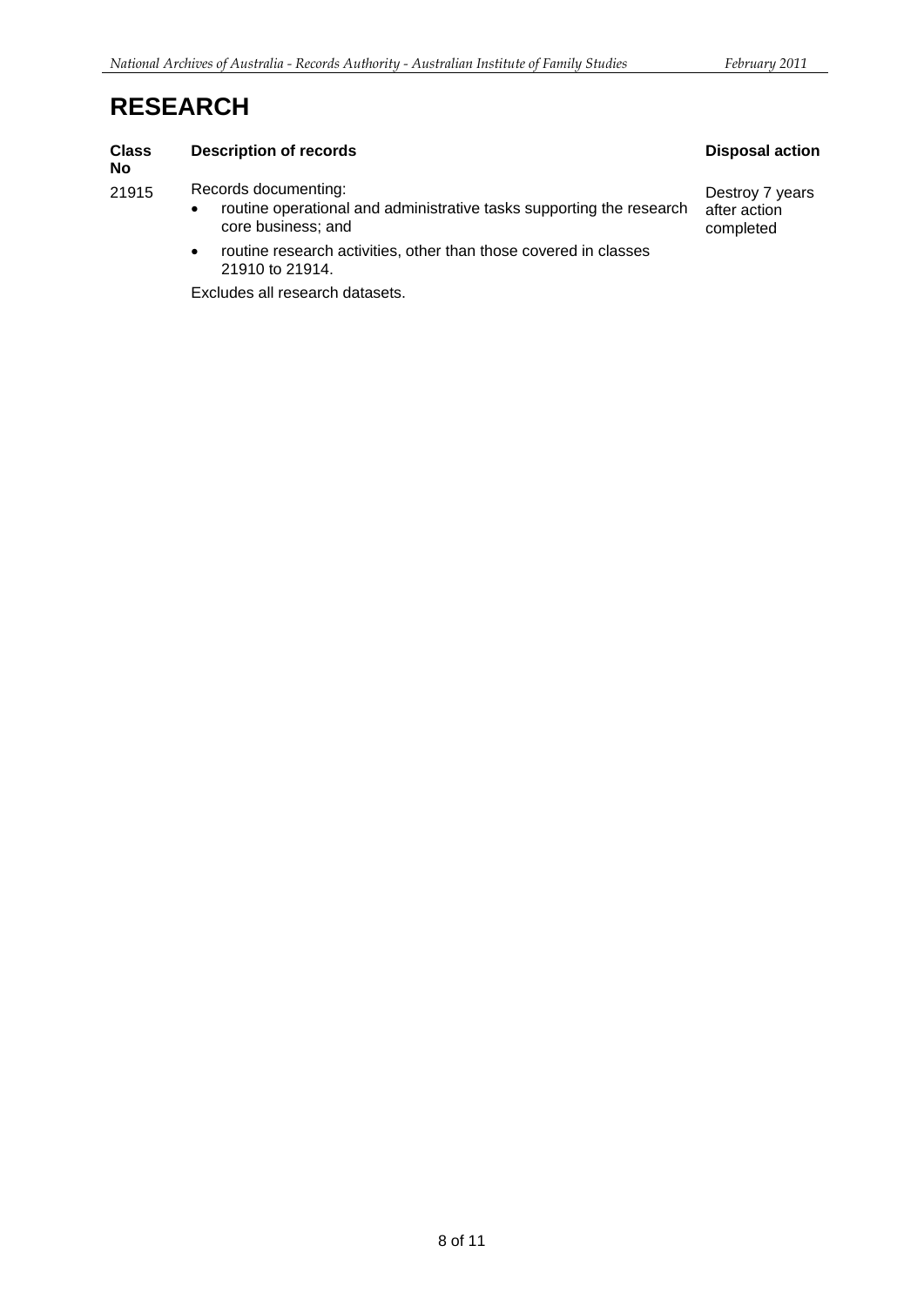# RESEARCH

| Class No | Description of records | Disposal action |
|---|---|---|
| 21915 | Records documenting:<br>• routine operational and administrative tasks supporting the research core business; and<br>• routine research activities, other than those covered in classes 21910 to 21914.<br>Excludes all research datasets. | Destroy 7 years after action completed |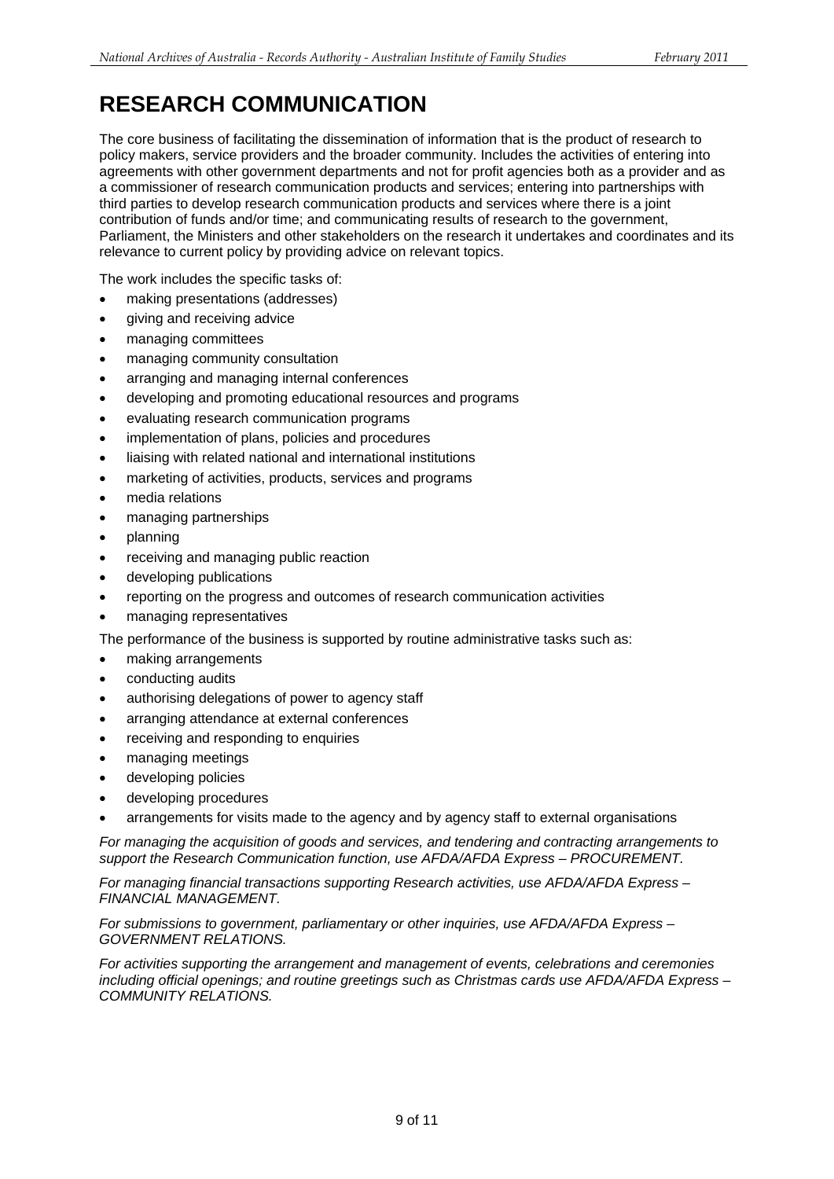# RESEARCH COMMUNICATION

The core business of facilitating the dissemination of information that is the product of research to policy makers, service providers and the broader community. Includes the activities of entering into agreements with other government departments and not for profit agencies both as a provider and as a commissioner of research communication products and services; entering into partnerships with third parties to develop research communication products and services where there is a joint contribution of funds and/or time; and communicating results of research to the government, Parliament, the Ministers and other stakeholders on the research it undertakes and coordinates and its relevance to current policy by providing advice on relevant topics.

The work includes the specific tasks of:

- making presentations (addresses)
- giving and receiving advice
- managing committees
- managing community consultation
- arranging and managing internal conferences
- developing and promoting educational resources and programs
- evaluating research communication programs
- implementation of plans, policies and procedures
- liaising with related national and international institutions
- marketing of activities, products, services and programs
- media relations
- managing partnerships
- planning
- receiving and managing public reaction
- developing publications
- reporting on the progress and outcomes of research communication activities
- managing representatives

The performance of the business is supported by routine administrative tasks such as:

- making arrangements
- conducting audits
- authorising delegations of power to agency staff
- arranging attendance at external conferences
- receiving and responding to enquiries
- managing meetings
- developing policies
- developing procedures
- arrangements for visits made to the agency and by agency staff to external organisations

*For managing the acquisition of goods and services, and tendering and contracting arrangements to support the Research Communication function, use AFDA/AFDA Express – PROCUREMENT.*

*For managing financial transactions supporting Research activities, use AFDA/AFDA Express – FINANCIAL MANAGEMENT.*

*For submissions to government, parliamentary or other inquiries, use AFDA/AFDA Express – GOVERNMENT RELATIONS.*

*For activities supporting the arrangement and management of events, celebrations and ceremonies including official openings; and routine greetings such as Christmas cards use AFDA/AFDA Express – COMMUNITY RELATIONS.*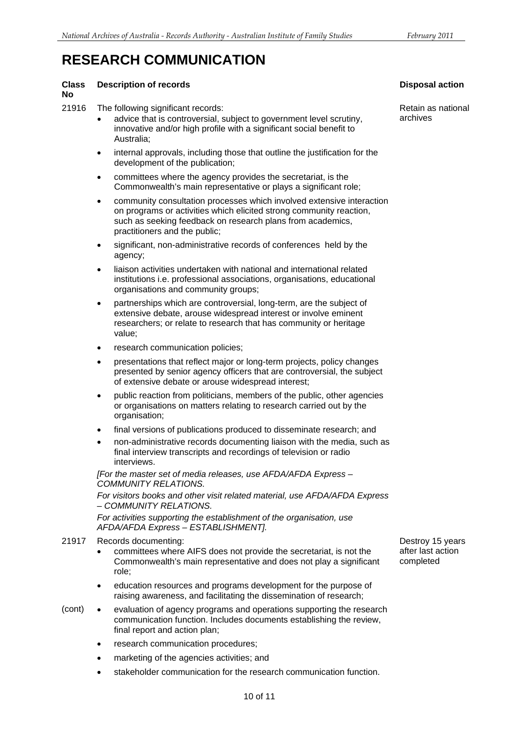# RESEARCH COMMUNICATION

| Class No | Description of records | Disposal action |
|---|---|---|
| 21916 | The following significant records:<br>• advice that is controversial, subject to government level scrutiny, innovative and/or high profile with a significant social benefit to Australia;<br>• internal approvals, including those that outline the justification for the development of the publication;<br>• committees where the agency provides the secretariat, is the Commonwealth's main representative or plays a significant role;<br>• community consultation processes which involved extensive interaction on programs or activities which elicited strong community reaction, such as seeking feedback on research plans from academics, practitioners and the public;<br>• significant, non-administrative records of conferences held by the agency;<br>• liaison activities undertaken with national and international related institutions i.e. professional associations, organisations, educational organisations and community groups;<br>• partnerships which are controversial, long-term, are the subject of extensive debate, arouse widespread interest or involve eminent researchers; or relate to research that has community or heritage value;<br>• research communication policies;<br>• presentations that reflect major or long-term projects, policy changes presented by senior agency officers that are controversial, the subject of extensive debate or arouse widespread interest;<br>• public reaction from politicians, members of the public, other agencies or organisations on matters relating to research carried out by the organisation;<br>• final versions of publications produced to disseminate research; and<br>• non-administrative records documenting liaison with the media, such as final interview transcripts and recordings of television or radio interviews.<br>*[For the master set of media releases, use AFDA/AFDA Express – COMMUNITY RELATIONS.*<br>*For visitors books and other visit related material, use AFDA/AFDA Express – COMMUNITY RELATIONS.*<br>*For activities supporting the establishment of the organisation, use AFDA/AFDA Express – ESTABLISHMENT].* | Retain as national archives |
| 21917<br><br><br><br><br>(cont) | Records documenting:<br>• committees where AIFS does not provide the secretariat, is not the Commonwealth's main representative and does not play a significant role;<br>• education resources and programs development for the purpose of raising awareness, and facilitating the dissemination of research;<br>• evaluation of agency programs and operations supporting the research communication function. Includes documents establishing the review, final report and action plan;<br>• research communication procedures;<br>• marketing of the agencies activities; and<br>• stakeholder communication for the research communication function. | Destroy 15 years after last action completed |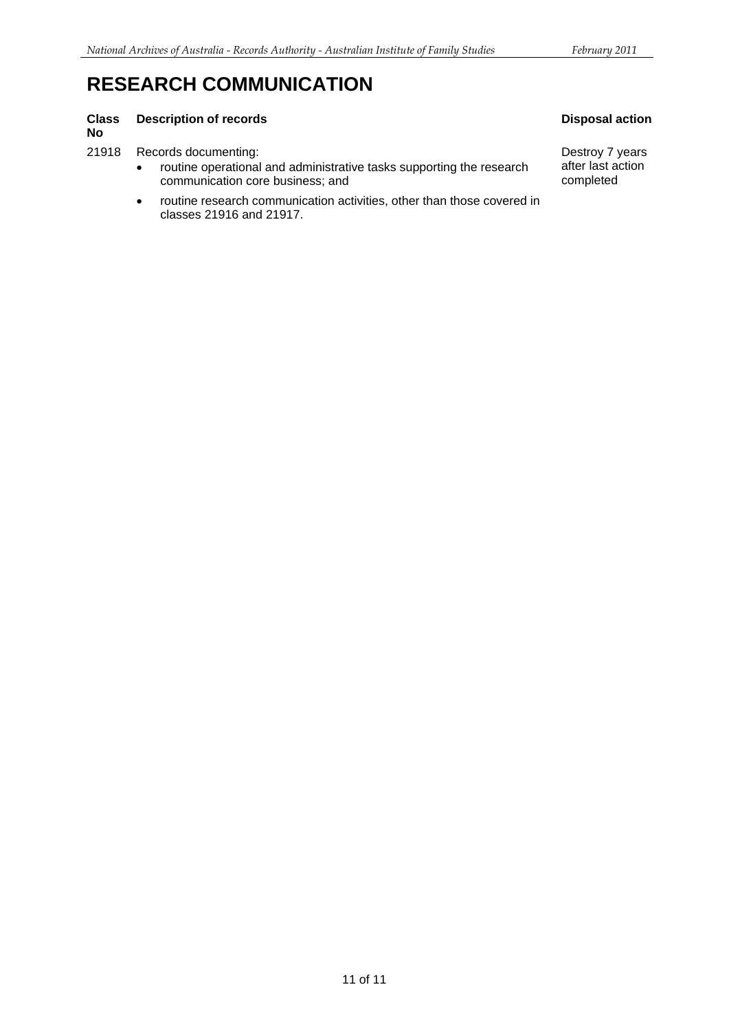# RESEARCH COMMUNICATION

| Class No | Description of records | Disposal action |
|---|---|---|
| 21918 | Records documenting:<br>• routine operational and administrative tasks supporting the research communication core business; and<br>• routine research communication activities, other than those covered in classes 21916 and 21917. | Destroy 7 years after last action completed |